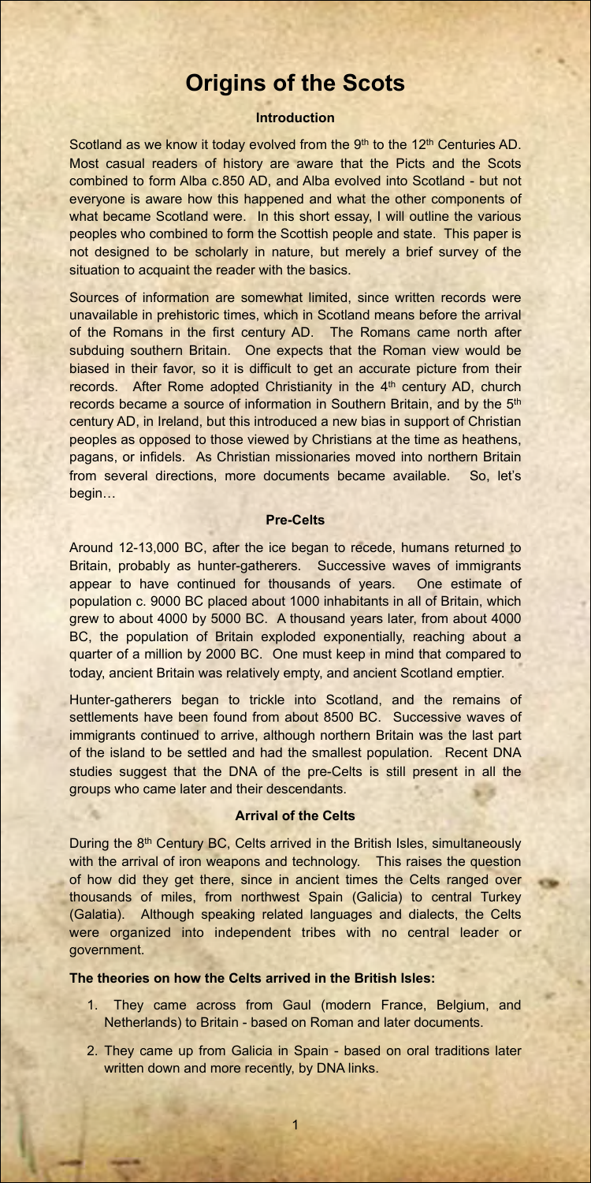# Origins of the Scots

## Introduction

Scotland as we know it today evolved from the 9th to the 12th Centuries AD. Most casual readers of history are aware that the Picts and the Scots combined to form Alba c.850 AD, and Alba evolved into Scotland - but not everyone is aware how this happened and what the other components of what became Scotland were. In this short essay, I will outline the various peoples who combined to form the Scottish people and state. This paper is not designed to be scholarly in nature, but merely a brief survey of the situation to acquaint the reader with the basics.

Sources of information are somewhat limited, since written records were unavailable in prehistoric times, which in Scotland means before the arrival of the Romans in the first century AD. The Romans came north after subduing southern Britain. One expects that the Roman view would be biased in their favor, so it is difficult to get an accurate picture from their records. After Rome adopted Christianity in the 4th century AD, church records became a source of information in Southern Britain, and by the 5th century AD, in Ireland, but this introduced a new bias in support of Christian peoples as opposed to those viewed by Christians at the time as heathens, pagans, or infidels. As Christian missionaries moved into northern Britain from several directions, more documents became available. So, let's begin…

## Pre-Celts

Around 12-13,000 BC, after the ice began to recede, humans returned to Britain, probably as hunter-gatherers. Successive waves of immigrants appear to have continued for thousands of years. One estimate of population c. 9000 BC placed about 1000 inhabitants in all of Britain, which grew to about 4000 by 5000 BC. A thousand years later, from about 4000 BC, the population of Britain exploded exponentially, reaching about a quarter of a million by 2000 BC. One must keep in mind that compared to today, ancient Britain was relatively empty, and ancient Scotland emptier.

Hunter-gatherers began to trickle into Scotland, and the remains of settlements have been found from about 8500 BC. Successive waves of immigrants continued to arrive, although northern Britain was the last part of the island to be settled and had the smallest population. Recent DNA studies suggest that the DNA of the pre-Celts is still present in all the groups who came later and their descendants.

## Arrival of the Celts

During the 8th Century BC, Celts arrived in the British Isles, simultaneously with the arrival of iron weapons and technology. This raises the question of how did they get there, since in ancient times the Celts ranged over thousands of miles, from northwest Spain (Galicia) to central Turkey (Galatia). Although speaking related languages and dialects, the Celts were organized into independent tribes with no central leader or government.

**The theories on how the Celts arrived in the British Isles:**

1. They came across from Gaul (modern France, Belgium, and Netherlands) to Britain - based on Roman and later documents.
2. They came up from Galicia in Spain - based on oral traditions later written down and more recently, by DNA links.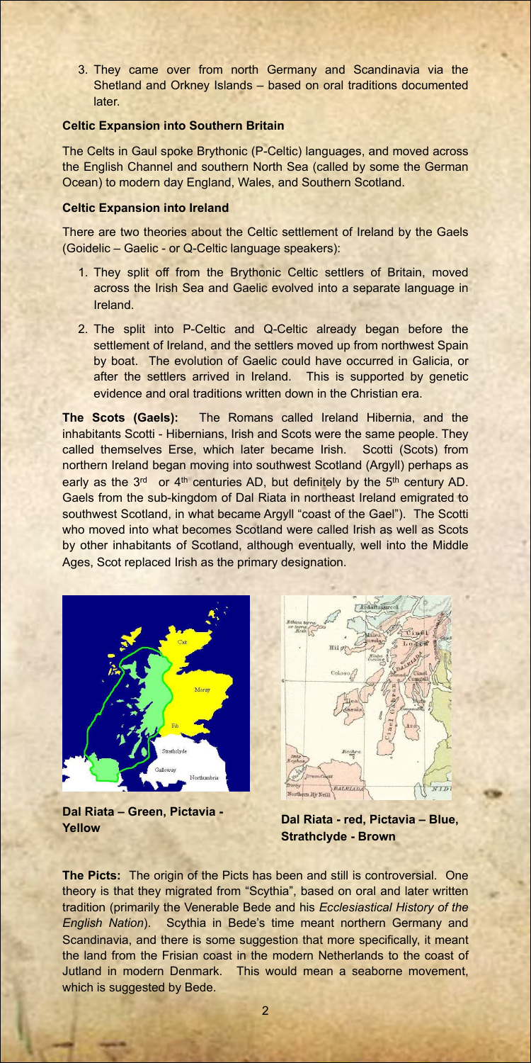3. They came over from north Germany and Scandinavia via the Shetland and Orkney Islands – based on oral traditions documented later.

**Celtic Expansion into Southern Britain**

The Celts in Gaul spoke Brythonic (P-Celtic) languages, and moved across the English Channel and southern North Sea (called by some the German Ocean) to modern day England, Wales, and Southern Scotland.

**Celtic Expansion into Ireland**

There are two theories about the Celtic settlement of Ireland by the Gaels (Goidelic – Gaelic - or Q-Celtic language speakers):

1. They split off from the Brythonic Celtic settlers of Britain, moved across the Irish Sea and Gaelic evolved into a separate language in Ireland.
2. The split into P-Celtic and Q-Celtic already began before the settlement of Ireland, and the settlers moved up from northwest Spain by boat. The evolution of Gaelic could have occurred in Galicia, or after the settlers arrived in Ireland. This is supported by genetic evidence and oral traditions written down in the Christian era.

**The Scots (Gaels):** The Romans called Ireland Hibernia, and the inhabitants Scotti - Hibernians, Irish and Scots were the same people. They called themselves Erse, which later became Irish. Scotti (Scots) from northern Ireland began moving into southwest Scotland (Argyll) perhaps as early as the 3rd or 4th centuries AD, but definitely by the 5th century AD. Gaels from the sub-kingdom of Dal Riata in northeast Ireland emigrated to southwest Scotland, in what became Argyll "coast of the Gael"). The Scotti who moved into what becomes Scotland were called Irish as well as Scots by other inhabitants of Scotland, although eventually, well into the Middle Ages, Scot replaced Irish as the primary designation.

**Dal Riata – Green, Pictavia - Yellow**

**Dal Riata - red, Pictavia – Blue, Strathclyde - Brown**

**The Picts:** The origin of the Picts has been and still is controversial. One theory is that they migrated from "Scythia", based on oral and later written tradition (primarily the Venerable Bede and his *Ecclesiastical History of the English Nation*). Scythia in Bede's time meant northern Germany and Scandinavia, and there is some suggestion that more specifically, it meant the land from the Frisian coast in the modern Netherlands to the coast of Jutland in modern Denmark. This would mean a seaborne movement, which is suggested by Bede.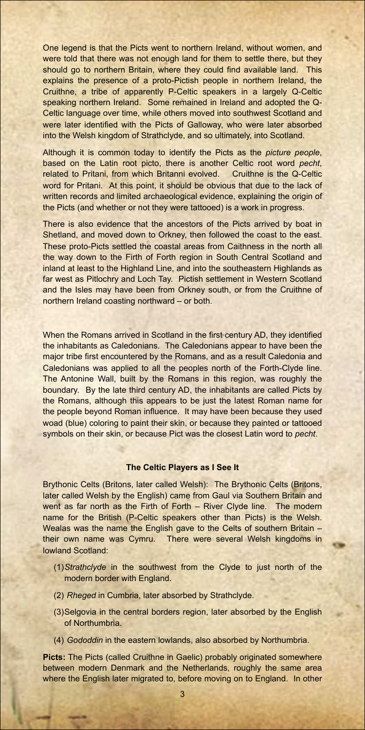One legend is that the Picts went to northern Ireland, without women, and were told that there was not enough land for them to settle there, but they should go to northern Britain, where they could find available land. This explains the presence of a proto-Pictish people in northern Ireland, the Cruithne, a tribe of apparently P-Celtic speakers in a largely Q-Celtic speaking northern Ireland. Some remained in Ireland and adopted the Q-Celtic language over time, while others moved into southwest Scotland and were later identified with the Picts of Galloway, who were later absorbed into the Welsh kingdom of Strathclyde, and so ultimately, into Scotland.

Although it is common today to identify the Picts as the *picture people*, based on the Latin root picto, there is another Celtic root word *pecht*, related to Pritani, from which Britanni evolved. Cruithne is the Q-Celtic word for Pritani. At this point, it should be obvious that due to the lack of written records and limited archaeological evidence, explaining the origin of the Picts (and whether or not they were tattooed) is a work in progress.

There is also evidence that the ancestors of the Picts arrived by boat in Shetland, and moved down to Orkney, then followed the coast to the east. These proto-Picts settled the coastal areas from Caithness in the north all the way down to the Firth of Forth region in South Central Scotland and inland at least to the Highland Line, and into the southeastern Highlands as far west as Pitlochry and Loch Tay. Pictish settlement in Western Scotland and the Isles may have been from Orkney south, or from the Cruithne of northern Ireland coasting northward – or both.

When the Romans arrived in Scotland in the first century AD, they identified the inhabitants as Caledonians. The Caledonians appear to have been the major tribe first encountered by the Romans, and as a result Caledonia and Caledonians was applied to all the peoples north of the Forth-Clyde line. The Antonine Wall, built by the Romans in this region, was roughly the boundary. By the late third century AD, the inhabitants are called Picts by the Romans, although this appears to be just the latest Roman name for the people beyond Roman influence. It may have been because they used woad (blue) coloring to paint their skin, or because they painted or tattooed symbols on their skin, or because Pict was the closest Latin word to *pecht*.

### The Celtic Players as I See It

Brythonic Celts (Britons, later called Welsh): The Brythonic Celts (Britons, later called Welsh by the English) came from Gaul via Southern Britain and went as far north as the Firth of Forth – River Clyde line. The modern name for the British (P-Celtic speakers other than Picts) is the Welsh. Wealas was the name the English gave to the Celts of southern Britain – their own name was Cymru. There were several Welsh kingdoms in lowland Scotland:

(1) *Strathclyde* in the southwest from the Clyde to just north of the modern border with England.

(2) *Rheged* in Cumbria, later absorbed by Strathclyde.

(3) Selgovia in the central borders region, later absorbed by the English of Northumbria.

(4) *Gododdin* in the eastern lowlands, also absorbed by Northumbria.

**Picts:** The Picts (called Cruithne in Gaelic) probably originated somewhere between modern Denmark and the Netherlands, roughly the same area where the English later migrated to, before moving on to England. In other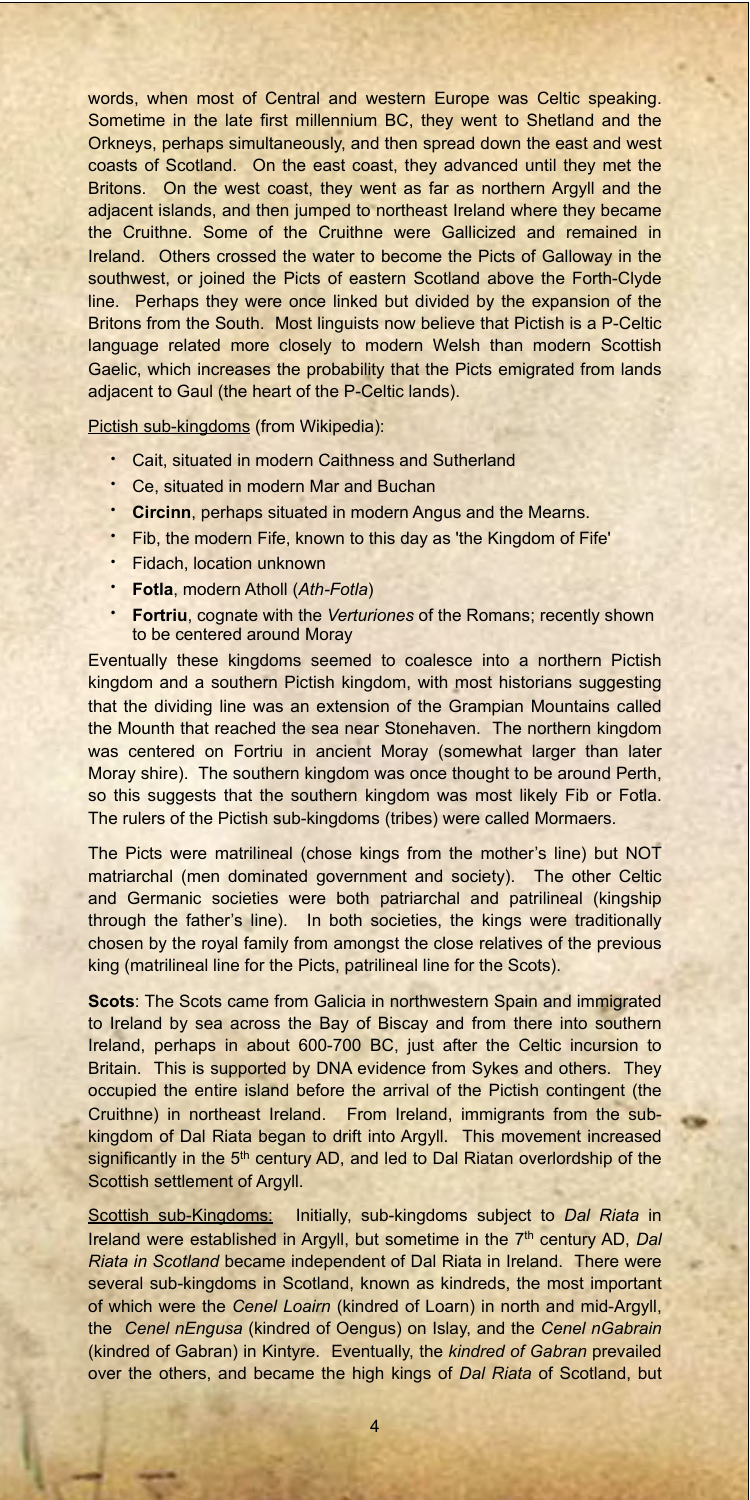words, when most of Central and western Europe was Celtic speaking. Sometime in the late first millennium BC, they went to Shetland and the Orkneys, perhaps simultaneously, and then spread down the east and west coasts of Scotland. On the east coast, they advanced until they met the Britons. On the west coast, they went as far as northern Argyll and the adjacent islands, and then jumped to northeast Ireland where they became the Cruithne. Some of the Cruithne were Gallicized and remained in Ireland. Others crossed the water to become the Picts of Galloway in the southwest, or joined the Picts of eastern Scotland above the Forth-Clyde line. Perhaps they were once linked but divided by the expansion of the Britons from the South. Most linguists now believe that Pictish is a P-Celtic language related more closely to modern Welsh than modern Scottish Gaelic, which increases the probability that the Picts emigrated from lands adjacent to Gaul (the heart of the P-Celtic lands).

Pictish sub-kingdoms (from Wikipedia):

- Cait, situated in modern Caithness and Sutherland
- Ce, situated in modern Mar and Buchan
- **Circinn**, perhaps situated in modern Angus and the Mearns.
- Fib, the modern Fife, known to this day as 'the Kingdom of Fife'
- Fidach, location unknown
- **Fotla**, modern Atholl (*Ath-Fotla*)
- **Fortriu**, cognate with the *Verturiones* of the Romans; recently shown to be centered around Moray

Eventually these kingdoms seemed to coalesce into a northern Pictish kingdom and a southern Pictish kingdom, with most historians suggesting that the dividing line was an extension of the Grampian Mountains called the Mounth that reached the sea near Stonehaven. The northern kingdom was centered on Fortriu in ancient Moray (somewhat larger than later Moray shire). The southern kingdom was once thought to be around Perth, so this suggests that the southern kingdom was most likely Fib or Fotla. The rulers of the Pictish sub-kingdoms (tribes) were called Mormaers.

The Picts were matrilineal (chose kings from the mother's line) but NOT matriarchal (men dominated government and society). The other Celtic and Germanic societies were both patriarchal and patrilineal (kingship through the father's line). In both societies, the kings were traditionally chosen by the royal family from amongst the close relatives of the previous king (matrilineal line for the Picts, patrilineal line for the Scots).

**Scots**: The Scots came from Galicia in northwestern Spain and immigrated to Ireland by sea across the Bay of Biscay and from there into southern Ireland, perhaps in about 600-700 BC, just after the Celtic incursion to Britain. This is supported by DNA evidence from Sykes and others. They occupied the entire island before the arrival of the Pictish contingent (the Cruithne) in northeast Ireland. From Ireland, immigrants from the sub-kingdom of Dal Riata began to drift into Argyll. This movement increased significantly in the 5th century AD, and led to Dal Riatan overlordship of the Scottish settlement of Argyll.

Scottish sub-Kingdoms: Initially, sub-kingdoms subject to *Dal Riata* in Ireland were established in Argyll, but sometime in the 7th century AD, *Dal Riata in Scotland* became independent of Dal Riata in Ireland. There were several sub-kingdoms in Scotland, known as kindreds, the most important of which were the *Cenel Loairn* (kindred of Loarn) in north and mid-Argyll, the *Cenel nEngusa* (kindred of Oengus) on Islay, and the *Cenel nGabrain* (kindred of Gabran) in Kintyre. Eventually, the *kindred of Gabran* prevailed over the others, and became the high kings of *Dal Riata* of Scotland, but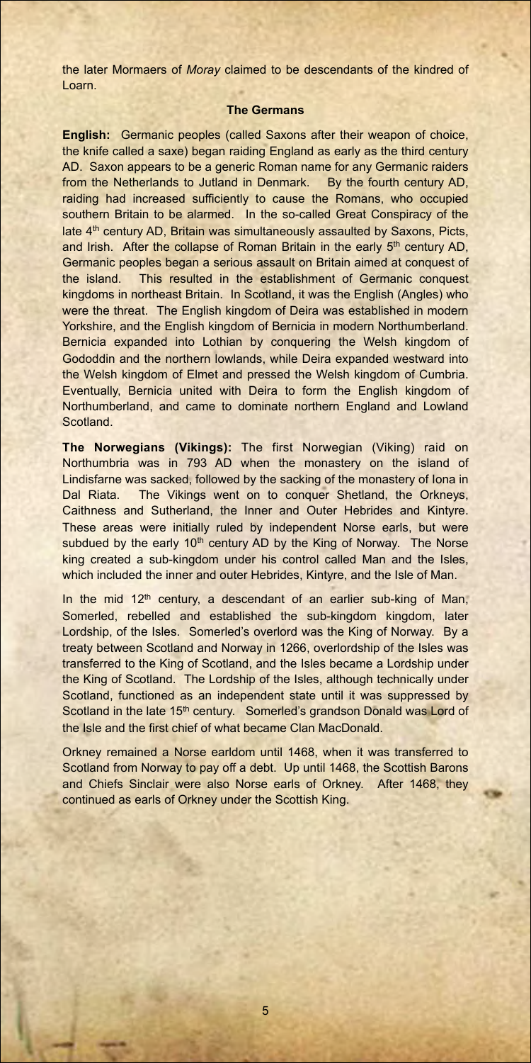the later Mormaers of *Moray* claimed to be descendants of the kindred of Loarn.

### The Germans

**English:** Germanic peoples (called Saxons after their weapon of choice, the knife called a saxe) began raiding England as early as the third century AD. Saxon appears to be a generic Roman name for any Germanic raiders from the Netherlands to Jutland in Denmark. By the fourth century AD, raiding had increased sufficiently to cause the Romans, who occupied southern Britain to be alarmed. In the so-called Great Conspiracy of the late 4th century AD, Britain was simultaneously assaulted by Saxons, Picts, and Irish. After the collapse of Roman Britain in the early 5th century AD, Germanic peoples began a serious assault on Britain aimed at conquest of the island. This resulted in the establishment of Germanic conquest kingdoms in northeast Britain. In Scotland, it was the English (Angles) who were the threat. The English kingdom of Deira was established in modern Yorkshire, and the English kingdom of Bernicia in modern Northumberland. Bernicia expanded into Lothian by conquering the Welsh kingdom of Gododdin and the northern lowlands, while Deira expanded westward into the Welsh kingdom of Elmet and pressed the Welsh kingdom of Cumbria. Eventually, Bernicia united with Deira to form the English kingdom of Northumberland, and came to dominate northern England and Lowland Scotland.

**The Norwegians (Vikings):** The first Norwegian (Viking) raid on Northumbria was in 793 AD when the monastery on the island of Lindisfarne was sacked, followed by the sacking of the monastery of Iona in Dal Riata. The Vikings went on to conquer Shetland, the Orkneys, Caithness and Sutherland, the Inner and Outer Hebrides and Kintyre. These areas were initially ruled by independent Norse earls, but were subdued by the early 10th century AD by the King of Norway. The Norse king created a sub-kingdom under his control called Man and the Isles, which included the inner and outer Hebrides, Kintyre, and the Isle of Man.

In the mid 12th century, a descendant of an earlier sub-king of Man, Somerled, rebelled and established the sub-kingdom kingdom, later Lordship, of the Isles. Somerled's overlord was the King of Norway. By a treaty between Scotland and Norway in 1266, overlordship of the Isles was transferred to the King of Scotland, and the Isles became a Lordship under the King of Scotland. The Lordship of the Isles, although technically under Scotland, functioned as an independent state until it was suppressed by Scotland in the late 15th century. Somerled's grandson Donald was Lord of the Isle and the first chief of what became Clan MacDonald.

Orkney remained a Norse earldom until 1468, when it was transferred to Scotland from Norway to pay off a debt. Up until 1468, the Scottish Barons and Chiefs Sinclair were also Norse earls of Orkney. After 1468, they continued as earls of Orkney under the Scottish King.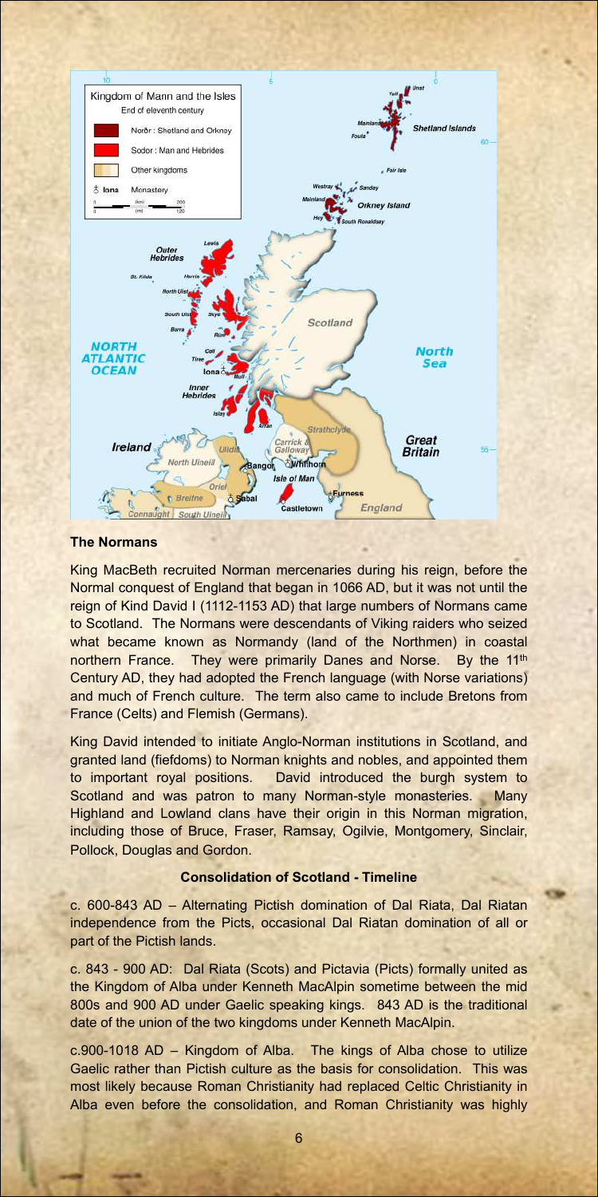### The Normans

King MacBeth recruited Norman mercenaries during his reign, before the Normal conquest of England that began in 1066 AD, but it was not until the reign of Kind David I (1112-1153 AD) that large numbers of Normans came to Scotland. The Normans were descendants of Viking raiders who seized what became known as Normandy (land of the Northmen) in coastal northern France. They were primarily Danes and Norse. By the 11th Century AD, they had adopted the French language (with Norse variations) and much of French culture. The term also came to include Bretons from France (Celts) and Flemish (Germans).

King David intended to initiate Anglo-Norman institutions in Scotland, and granted land (fiefdoms) to Norman knights and nobles, and appointed them to important royal positions. David introduced the burgh system to Scotland and was patron to many Norman-style monasteries. Many Highland and Lowland clans have their origin in this Norman migration, including those of Bruce, Fraser, Ramsay, Ogilvie, Montgomery, Sinclair, Pollock, Douglas and Gordon.

### Consolidation of Scotland - Timeline

c. 600-843 AD – Alternating Pictish domination of Dal Riata, Dal Riatan independence from the Picts, occasional Dal Riatan domination of all or part of the Pictish lands.

c. 843 - 900 AD: Dal Riata (Scots) and Pictavia (Picts) formally united as the Kingdom of Alba under Kenneth MacAlpin sometime between the mid 800s and 900 AD under Gaelic speaking kings. 843 AD is the traditional date of the union of the two kingdoms under Kenneth MacAlpin.

c.900-1018 AD – Kingdom of Alba. The kings of Alba chose to utilize Gaelic rather than Pictish culture as the basis for consolidation. This was most likely because Roman Christianity had replaced Celtic Christianity in Alba even before the consolidation, and Roman Christianity was highly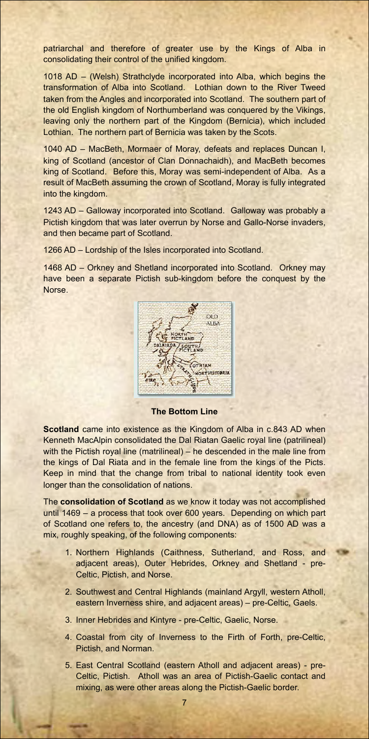patriarchal and therefore of greater use by the Kings of Alba in consolidating their control of the unified kingdom.

1018 AD – (Welsh) Strathclyde incorporated into Alba, which begins the transformation of Alba into Scotland. Lothian down to the River Tweed taken from the Angles and incorporated into Scotland. The southern part of the old English kingdom of Northumberland was conquered by the Vikings, leaving only the northern part of the Kingdom (Bernicia), which included Lothian. The northern part of Bernicia was taken by the Scots.

1040 AD – MacBeth, Mormaer of Moray, defeats and replaces Duncan I, king of Scotland (ancestor of Clan Donnachaidh), and MacBeth becomes king of Scotland. Before this, Moray was semi-independent of Alba. As a result of MacBeth assuming the crown of Scotland, Moray is fully integrated into the kingdom.

1243 AD – Galloway incorporated into Scotland. Galloway was probably a Pictish kingdom that was later overrun by Norse and Gallo-Norse invaders, and then became part of Scotland.

1266 AD – Lordship of the Isles incorporated into Scotland.

1468 AD – Orkney and Shetland incorporated into Scotland. Orkney may have been a separate Pictish sub-kingdom before the conquest by the Norse.

**The Bottom Line**

**Scotland** came into existence as the Kingdom of Alba in c.843 AD when Kenneth MacAlpin consolidated the Dal Riatan Gaelic royal line (patrilineal) with the Pictish royal line (matrilineal) – he descended in the male line from the kings of Dal Riata and in the female line from the kings of the Picts. Keep in mind that the change from tribal to national identity took even longer than the consolidation of nations.

The **consolidation of Scotland** as we know it today was not accomplished until 1469 – a process that took over 600 years. Depending on which part of Scotland one refers to, the ancestry (and DNA) as of 1500 AD was a mix, roughly speaking, of the following components:

1. Northern Highlands (Caithness, Sutherland, and Ross, and adjacent areas), Outer Hebrides, Orkney and Shetland - pre-Celtic, Pictish, and Norse.
2. Southwest and Central Highlands (mainland Argyll, western Atholl, eastern Inverness shire, and adjacent areas) – pre-Celtic, Gaels.
3. Inner Hebrides and Kintyre - pre-Celtic, Gaelic, Norse.
4. Coastal from city of Inverness to the Firth of Forth, pre-Celtic, Pictish, and Norman.
5. East Central Scotland (eastern Atholl and adjacent areas) - pre-Celtic, Pictish. Atholl was an area of Pictish-Gaelic contact and mixing, as were other areas along the Pictish-Gaelic border.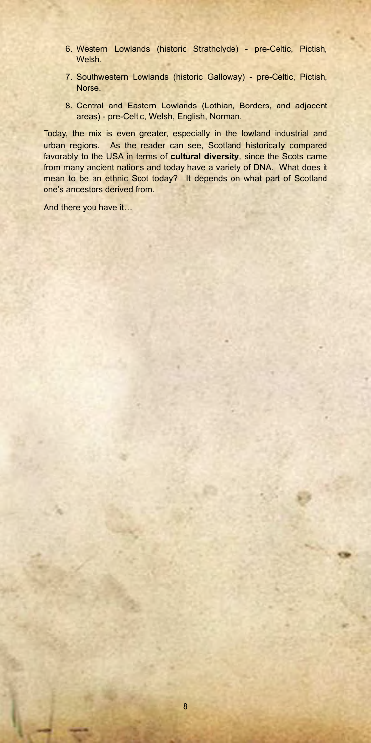6. Western Lowlands (historic Strathclyde) - pre-Celtic, Pictish, Welsh.
7. Southwestern Lowlands (historic Galloway) - pre-Celtic, Pictish, Norse.
8. Central and Eastern Lowlands (Lothian, Borders, and adjacent areas) - pre-Celtic, Welsh, English, Norman.

Today, the mix is even greater, especially in the lowland industrial and urban regions. As the reader can see, Scotland historically compared favorably to the USA in terms of **cultural diversity**, since the Scots came from many ancient nations and today have a variety of DNA. What does it mean to be an ethnic Scot today? It depends on what part of Scotland one's ancestors derived from.

And there you have it…